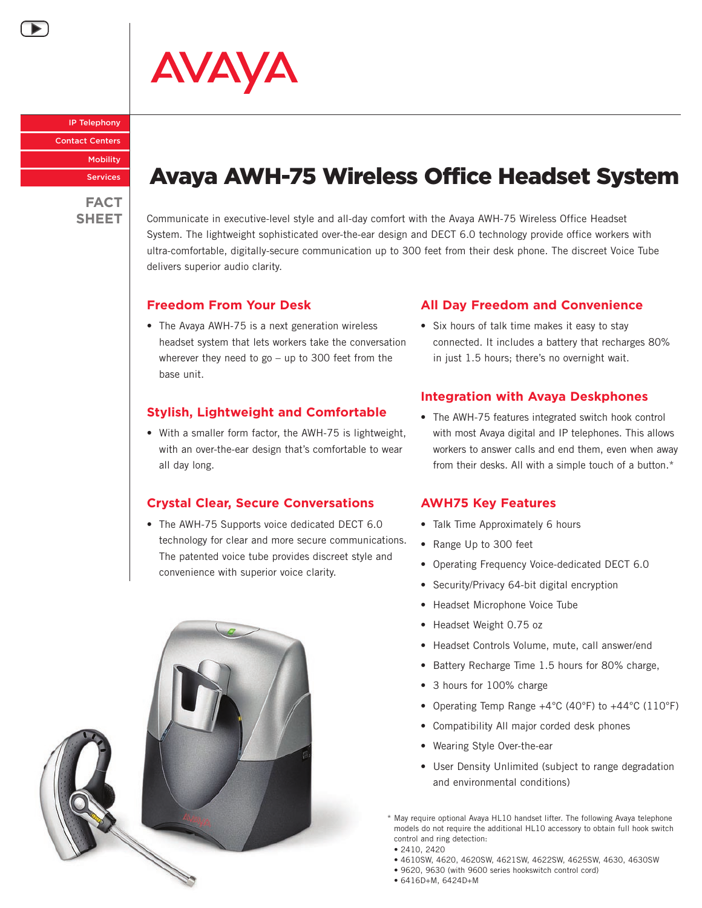AVAYA

- IP Telephony
- Contact Centers
- Mobility
- Services

FACT SHEET

# Avaya AWH-75 Wireless Office Headset System

Communicate in executive-level style and all-day comfort with the Avaya AWH-75 Wireless Office Headset System. The lightweight sophisticated over-the-ear design and DECT 6.0 technology provide office workers with ultra-comfortable, digitally-secure communication up to 300 feet from their desk phone. The discreet Voice Tube delivers superior audio clarity.

## Freedom From Your Desk

- The Avaya AWH-75 is a next generation wireless headset system that lets workers take the conversation wherever they need to go – up to 300 feet from the base unit.

## Stylish, Lightweight and Comfortable

- With a smaller form factor, the AWH-75 is lightweight, with an over-the-ear design that's comfortable to wear all day long.

## Crystal Clear, Secure Conversations

- The AWH-75 Supports voice dedicated DECT 6.0 technology for clear and more secure communications. The patented voice tube provides discreet style and convenience with superior voice clarity.

## All Day Freedom and Convenience

- Six hours of talk time makes it easy to stay connected. It includes a battery that recharges 80% in just 1.5 hours; there's no overnight wait.

## Integration with Avaya Deskphones

- The AWH-75 features integrated switch hook control with most Avaya digital and IP telephones. This allows workers to answer calls and end them, even when away from their desks. All with a simple touch of a button.*

## AWH75 Key Features

- Talk Time Approximately 6 hours
- Range Up to 300 feet
- Operating Frequency Voice-dedicated DECT 6.0
- Security/Privacy 64-bit digital encryption
- Headset Microphone Voice Tube
- Headset Weight 0.75 oz
- Headset Controls Volume, mute, call answer/end
- Battery Recharge Time 1.5 hours for 80% charge,
- 3 hours for 100% charge
- Operating Temp Range +4°C (40°F) to +44°C (110°F)
- Compatibility All major corded desk phones
- Wearing Style Over-the-ear
- User Density Unlimited (subject to range degradation and environmental conditions)

* May require optional Avaya HL10 handset lifter. The following Avaya telephone models do not require the additional HL10 accessory to obtain full hook switch control and ring detection:
- 2410, 2420
- 4610SW, 4620, 4620SW, 4621SW, 4622SW, 4625SW, 4630, 4630SW
- 9620, 9630 (with 9600 series hookswitch control cord)
- 6416D+M, 6424D+M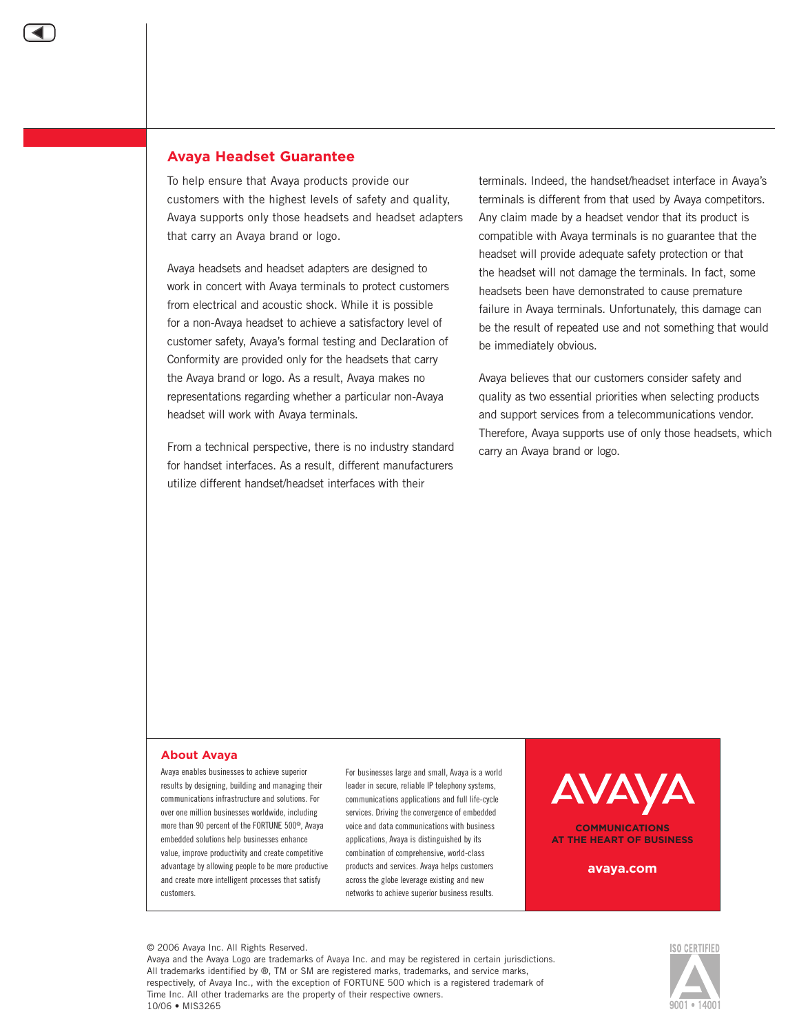## Avaya Headset Guarantee

To help ensure that Avaya products provide our customers with the highest levels of safety and quality, Avaya supports only those headsets and headset adapters that carry an Avaya brand or logo.

Avaya headsets and headset adapters are designed to work in concert with Avaya terminals to protect customers from electrical and acoustic shock. While it is possible for a non-Avaya headset to achieve a satisfactory level of customer safety, Avaya's formal testing and Declaration of Conformity are provided only for the headsets that carry the Avaya brand or logo. As a result, Avaya makes no representations regarding whether a particular non-Avaya headset will work with Avaya terminals.

From a technical perspective, there is no industry standard for handset interfaces. As a result, different manufacturers utilize different handset/headset interfaces with their terminals. Indeed, the handset/headset interface in Avaya's terminals is different from that used by Avaya competitors. Any claim made by a headset vendor that its product is compatible with Avaya terminals is no guarantee that the headset will provide adequate safety protection or that the headset will not damage the terminals. In fact, some headsets been have demonstrated to cause premature failure in Avaya terminals. Unfortunately, this damage can be the result of repeated use and not something that would be immediately obvious.

Avaya believes that our customers consider safety and quality as two essential priorities when selecting products and support services from a telecommunications vendor. Therefore, Avaya supports use of only those headsets, which carry an Avaya brand or logo.

### About Avaya

Avaya enables businesses to achieve superior results by designing, building and managing their communications infrastructure and solutions. For over one million businesses worldwide, including more than 90 percent of the FORTUNE 500®, Avaya embedded solutions help businesses enhance value, improve productivity and create competitive advantage by allowing people to be more productive and create more intelligent processes that satisfy customers.

For businesses large and small, Avaya is a world leader in secure, reliable IP telephony systems, communications applications and full life-cycle services. Driving the convergence of embedded voice and data communications with business applications, Avaya is distinguished by its combination of comprehensive, world-class products and services. Avaya helps customers across the globe leverage existing and new networks to achieve superior business results.

AVAYA

COMMUNICATIONS AT THE HEART OF BUSINESS

avaya.com

© 2006 Avaya Inc. All Rights Reserved.
Avaya and the Avaya Logo are trademarks of Avaya Inc. and may be registered in certain jurisdictions. All trademarks identified by ®, TM or SM are registered marks, trademarks, and service marks, respectively, of Avaya Inc., with the exception of FORTUNE 500 which is a registered trademark of Time Inc. All other trademarks are the property of their respective owners.
10/06 • MIS3265

ISO CERTIFIED
9001 • 14001